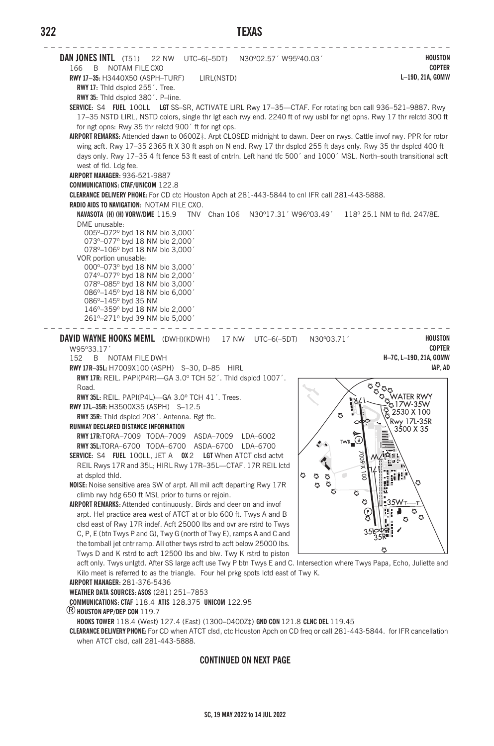**DAN JONES INTL** (T51) 22 NW UTC–6(–5DT) N30°02.57´ W95°40.03´ **HOUSTON**
166 B NOTAM FILE CXO **COPTER**
**L–19D, 21A, GOMW**

**RWY 17–35:** H3440X50 (ASPH–TURF) LIRL(NSTD)

**RWY 17:** Thld dsplcd 255´. Tree.

**RWY 35:** Thld dsplcd 380´. P–line.

**SERVICE:** S4 **FUEL** 100LL **LGT** SS–SR, ACTIVATE LIRL Rwy 17–35—CTAF. For rotating bcn call 936–521–9887. Rwy 17–35 NSTD LIRL, NSTD colors, single thr lgt each rwy end. 2240 ft of rwy usbl for ngt opns. Rwy 17 thr relctd 300 ft for ngt opns: Rwy 35 thr relctd 900´ ft for ngt ops.

**AIRPORT REMARKS:** Attended dawn to 0600Z‡. Arpt CLOSED midnight to dawn. Deer on rwys. Cattle invof rwy. PPR for rotor wing acft. Rwy 17–35 2365 ft X 30 ft asph on N end. Rwy 17 thr dsplcd 255 ft days only. Rwy 35 thr dsplcd 400 ft days only. Rwy 17–35 4 ft fence 53 ft east of cntrln. Left hand tfc 500´ and 1000´ MSL. North–south transitional acft west of fld. Ldg fee.

**AIRPORT MANAGER:** 936-521-9887

**COMMUNICATIONS: CTAF/UNICOM** 122.8

**CLEARANCE DELIVERY PHONE:** For CD ctc Houston Apch at 281-443-5844 to cnl IFR call 281-443-5888.

**RADIO AIDS TO NAVIGATION:** NOTAM FILE CXO.

**NAVASOTA (H) (H) VORW/DME** 115.9 TNV Chan 106 N30°17.31´ W96°03.49´ 118° 25.1 NM to fld. 247/8E.

DME unusable:
- 005°–072° byd 18 NM blo 3,000´
- 073°–077° byd 18 NM blo 2,000´
- 078°–106° byd 18 NM blo 3,000´

VOR portion unusable:
- 000°–073° byd 18 NM blo 3,000´
- 074°–077° byd 18 NM blo 2,000´
- 078°–085° byd 18 NM blo 3,000´
- 086°–145° byd 18 NM blo 6,000´
- 086°–145° byd 35 NM
- 146°–359° byd 18 NM blo 2,000´
- 261°–271° byd 39 NM blo 5,000´

---

**DAVID WAYNE HOOKS MEML** (DWH)(KDWH) 17 NW UTC–6(–5DT) N30°03.71´ W95°33.17´ **HOUSTON**
152 B NOTAM FILE DWH **COPTER**
**H–7C, L–19D, 21A, GOMW**
**IAP, AD**

**RWY 17R–35L:** H7009X100 (ASPH) S–30, D–85 HIRL

**RWY 17R:** REIL. PAPI(P4R)—GA 3.0° TCH 52´. Thld dsplcd 1007´. Road.

**RWY 35L:** REIL. PAPI(P4L)—GA 3.0° TCH 41´. Trees.

**RWY 17L–35R:** H3500X35 (ASPH) S–12.5

**RWY 35R:** Thld dsplcd 208´. Antenna. Rgt tfc.

WATER RWY 17W-35W 2530 X 100

**RUNWAY DECLARED DISTANCE INFORMATION**

**RWY 17R:** TORA–7009 TODA–7009 ASDA–7009 LDA–6002

**RWY 35L:** TORA–6700 TODA–6700 ASDA–6700 LDA–6700

**SERVICE:** S4 **FUEL** 100LL, JET A **OX** 2 **LGT** When ATCT clsd actvt REIL Rwys 17R and 35L; HIRL Rwy 17R–35L—CTAF. 17R REIL lctd at dsplcd thld.

**NOISE:** Noise sensitive area SW of arpt. All mil acft departing Rwy 17R climb rwy hdg 650 ft MSL prior to turns or rejoin.

**AIRPORT REMARKS:** Attended continuously. Birds and deer on and invof arpt. Hel practice area west of ATCT at or blo 600 ft. Twys A and B clsd east of Rwy 17R indef. Acft 25000 lbs and ovr are rstrd to Twys C, P, E (btn Twys P and G), Twy G (north of Twy E), ramps A and C and the tomball jet cntr ramp. All other twys rstrd to acft below 25000 lbs. Twys D and K rstrd to acft 12500 lbs and blw. Twy K rstrd to piston acft only. Twys unlgtd. After SS large acft use Twy P btn Twys E and C. Intersection where Twys Papa, Echo, Juliette and Kilo meet is referred to as the triangle. Four hel prkg spots lctd east of Twy K.

**AIRPORT MANAGER:** 281-376-5436

**WEATHER DATA SOURCES: ASOS** (281) 251–7853

**COMMUNICATIONS: CTAF** 118.4 **ATIS** 128.375 **UNICOM** 122.95

® **HOUSTON APP/DEP CON** 119.7

**HOOKS TOWER** 118.4 (West) 127.4 (East) (1300–0400Z‡) **GND CON** 121.8 **CLNC DEL** 119.45

**CLEARANCE DELIVERY PHONE:** For CD when ATCT clsd, ctc Houston Apch on CD freq or call 281-443-5844. for IFR cancellation when ATCT clsd, call 281-443-5888.

**CONTINUED ON NEXT PAGE**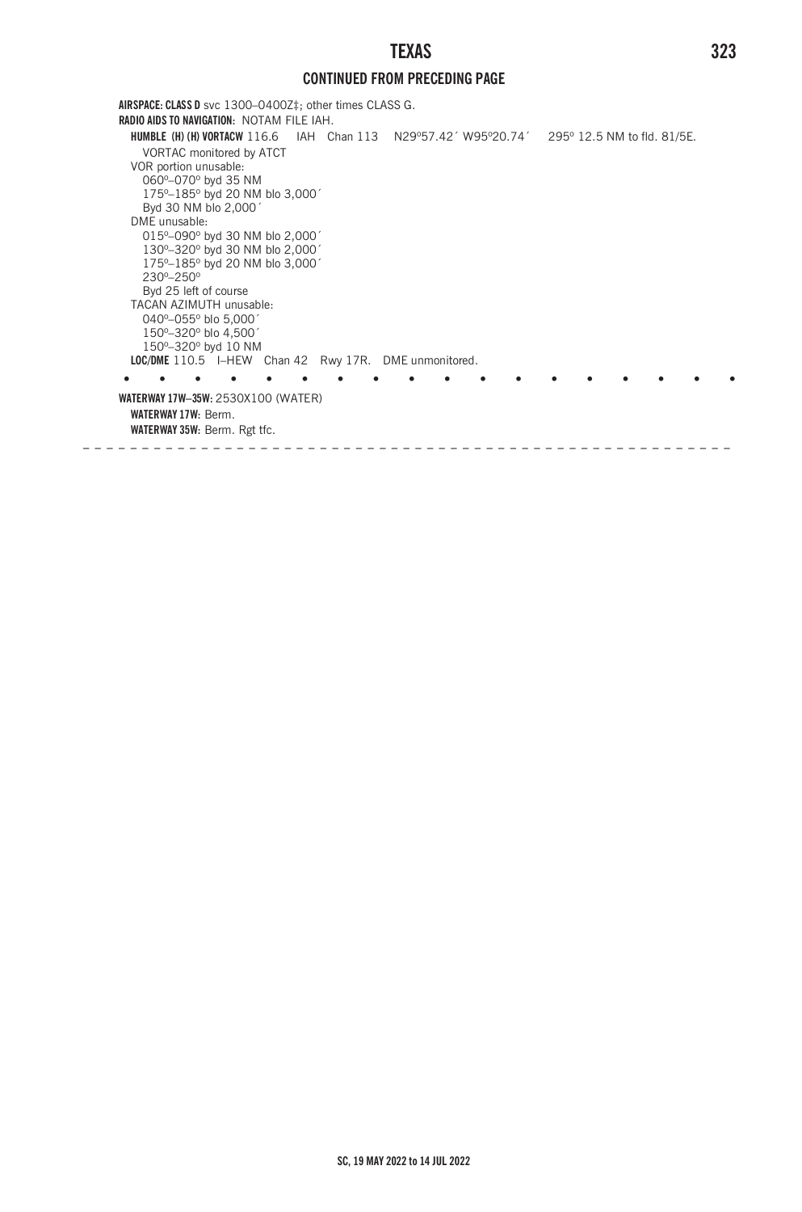## CONTINUED FROM PRECEDING PAGE

**AIRSPACE: CLASS D** svc 1300–0400Z‡; other times CLASS G.

**RADIO AIDS TO NAVIGATION:** NOTAM FILE IAH.

**HUMBLE (H) (H) VORTACW** 116.6 IAH Chan 113 N29°57.42´ W95°20.74´ 295° 12.5 NM to fld. 81/5E.

VORTAC monitored by ATCT

VOR portion unusable:

060°–070° byd 35 NM

175°–185° byd 20 NM blo 3,000´

Byd 30 NM blo 2,000´

DME unusable:

015°–090° byd 30 NM blo 2,000´

130°–320° byd 30 NM blo 2,000´

175°–185° byd 20 NM blo 3,000´

230°–250°

Byd 25 left of course

TACAN AZIMUTH unusable:

040°–055° blo 5,000´

150°–320° blo 4,500´

150°–320° byd 10 NM

**LOC/DME** 110.5 I–HEW Chan 42 Rwy 17R. DME unmonitored.

• • • • • • • • • • • • • • • • • •

**WATERWAY 17W–35W:** 2530X100 (WATER)

**WATERWAY 17W:** Berm.

**WATERWAY 35W:** Berm. Rgt tfc.